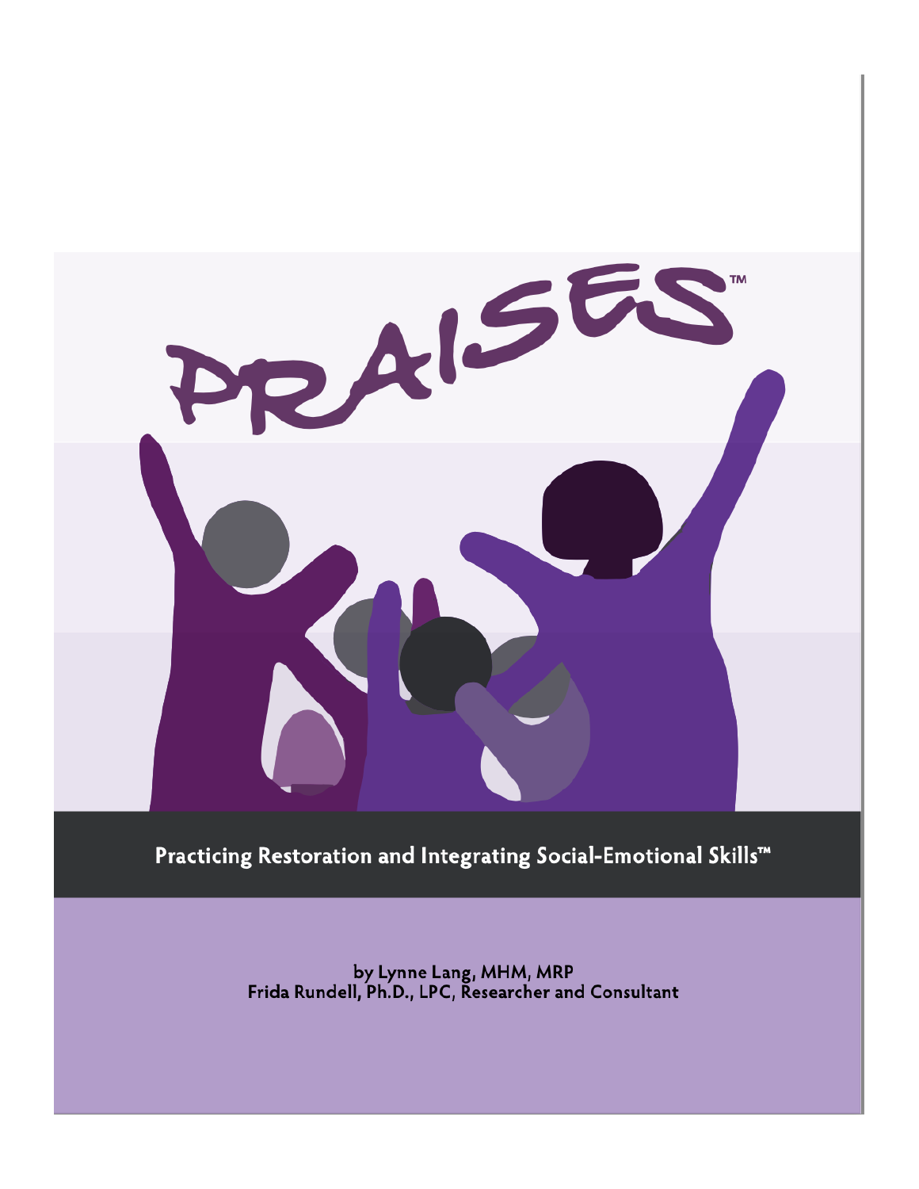# PRAISES™

**Practicing Restoration and Integrating Social-Emotional Skills™**

by Lynne Lang, MHM, MRP
Frida Rundell, Ph.D., LPC, Researcher and Consultant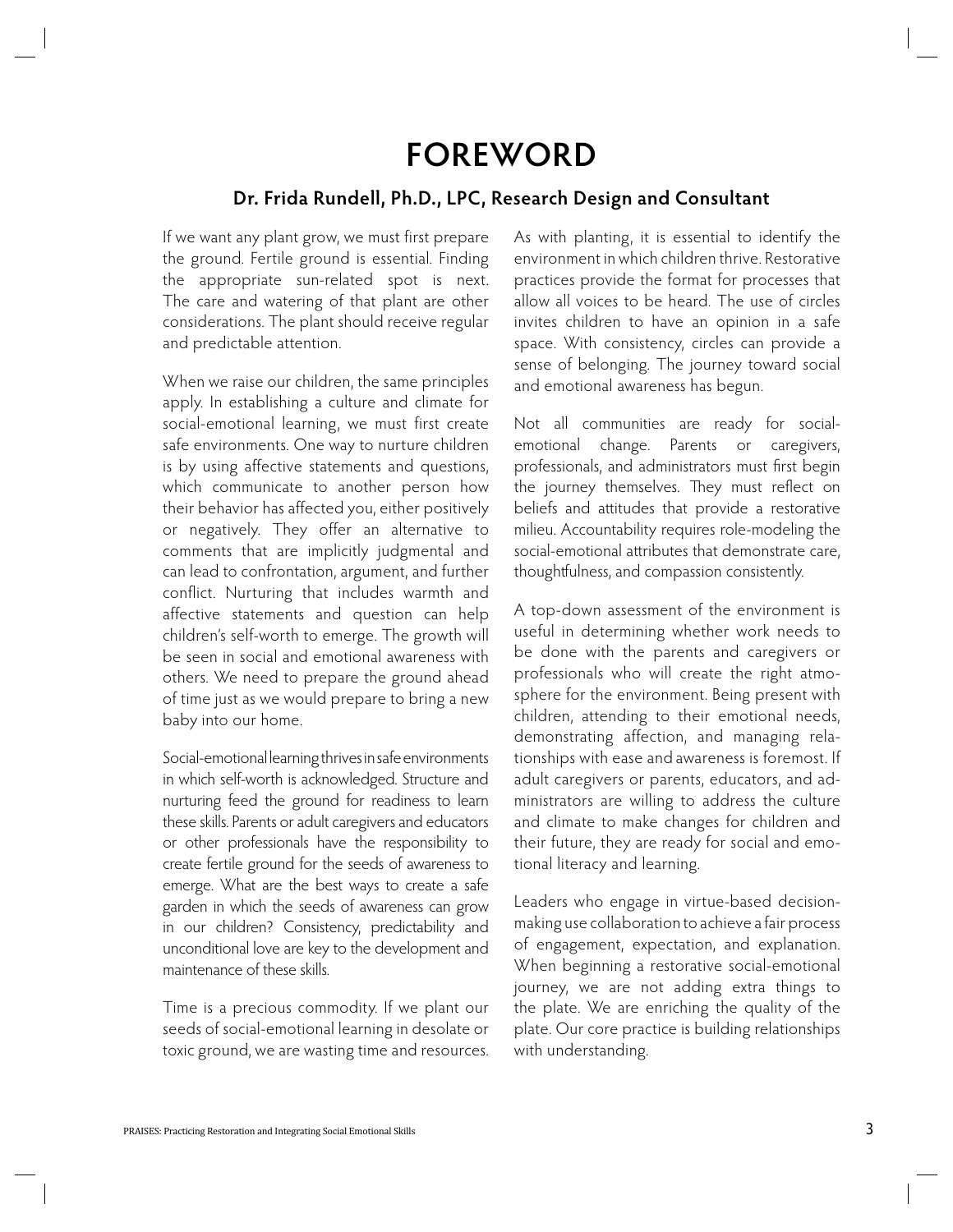# FOREWORD

## Dr. Frida Rundell, Ph.D., LPC, Research Design and Consultant

If we want any plant grow, we must first prepare the ground. Fertile ground is essential. Finding the appropriate sun-related spot is next. The care and watering of that plant are other considerations. The plant should receive regular and predictable attention.

When we raise our children, the same principles apply. In establishing a culture and climate for social-emotional learning, we must first create safe environments. One way to nurture children is by using affective statements and questions, which communicate to another person how their behavior has affected you, either positively or negatively. They offer an alternative to comments that are implicitly judgmental and can lead to confrontation, argument, and further conflict. Nurturing that includes warmth and affective statements and question can help children's self-worth to emerge. The growth will be seen in social and emotional awareness with others. We need to prepare the ground ahead of time just as we would prepare to bring a new baby into our home.

Social-emotional learning thrives in safe environments in which self-worth is acknowledged. Structure and nurturing feed the ground for readiness to learn these skills. Parents or adult caregivers and educators or other professionals have the responsibility to create fertile ground for the seeds of awareness to emerge. What are the best ways to create a safe garden in which the seeds of awareness can grow in our children? Consistency, predictability and unconditional love are key to the development and maintenance of these skills.

Time is a precious commodity. If we plant our seeds of social-emotional learning in desolate or toxic ground, we are wasting time and resources. As with planting, it is essential to identify the environment in which children thrive. Restorative practices provide the format for processes that allow all voices to be heard. The use of circles invites children to have an opinion in a safe space. With consistency, circles can provide a sense of belonging. The journey toward social and emotional awareness has begun.

Not all communities are ready for social-emotional change. Parents or caregivers, professionals, and administrators must first begin the journey themselves. They must reflect on beliefs and attitudes that provide a restorative milieu. Accountability requires role-modeling the social-emotional attributes that demonstrate care, thoughtfulness, and compassion consistently.

A top-down assessment of the environment is useful in determining whether work needs to be done with the parents and caregivers or professionals who will create the right atmosphere for the environment. Being present with children, attending to their emotional needs, demonstrating affection, and managing relationships with ease and awareness is foremost. If adult caregivers or parents, educators, and administrators are willing to address the culture and climate to make changes for children and their future, they are ready for social and emotional literacy and learning.

Leaders who engage in virtue-based decision-making use collaboration to achieve a fair process of engagement, expectation, and explanation. When beginning a restorative social-emotional journey, we are not adding extra things to the plate. We are enriching the quality of the plate. Our core practice is building relationships with understanding.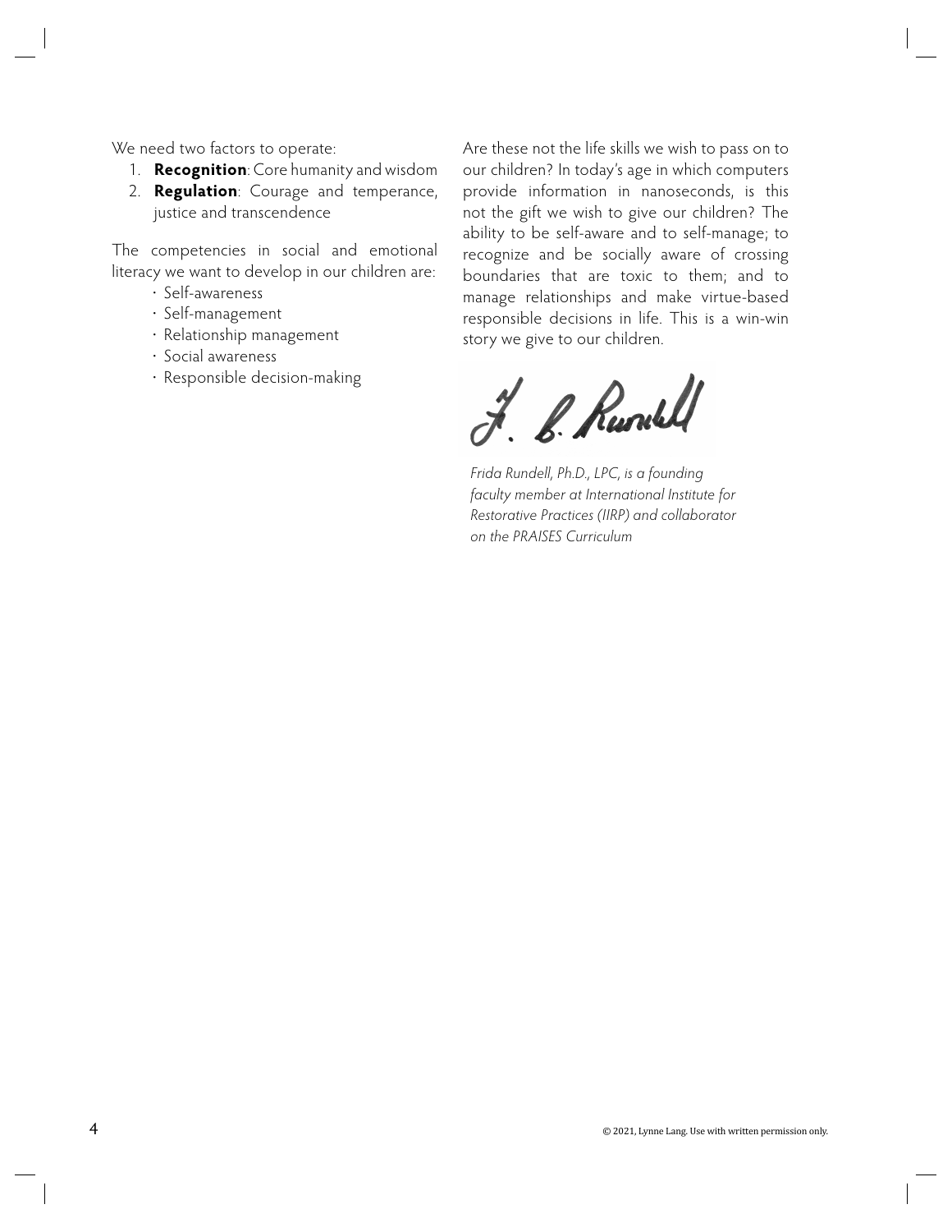We need two factors to operate:

1. **Recognition**: Core humanity and wisdom
2. **Regulation**: Courage and temperance, justice and transcendence

The competencies in social and emotional literacy we want to develop in our children are:

- Self-awareness
- Self-management
- Relationship management
- Social awareness
- Responsible decision-making

Are these not the life skills we wish to pass on to our children? In today's age in which computers provide information in nanoseconds, is this not the gift we wish to give our children? The ability to be self-aware and to self-manage; to recognize and be socially aware of crossing boundaries that are toxic to them; and to manage relationships and make virtue-based responsible decisions in life. This is a win-win story we give to our children.

F. B. Rundell

*Frida Rundell, Ph.D., LPC, is a founding faculty member at International Institute for Restorative Practices (IIRP) and collaborator on the PRAISES Curriculum*

© 2021, Lynne Lang. Use with written permission only.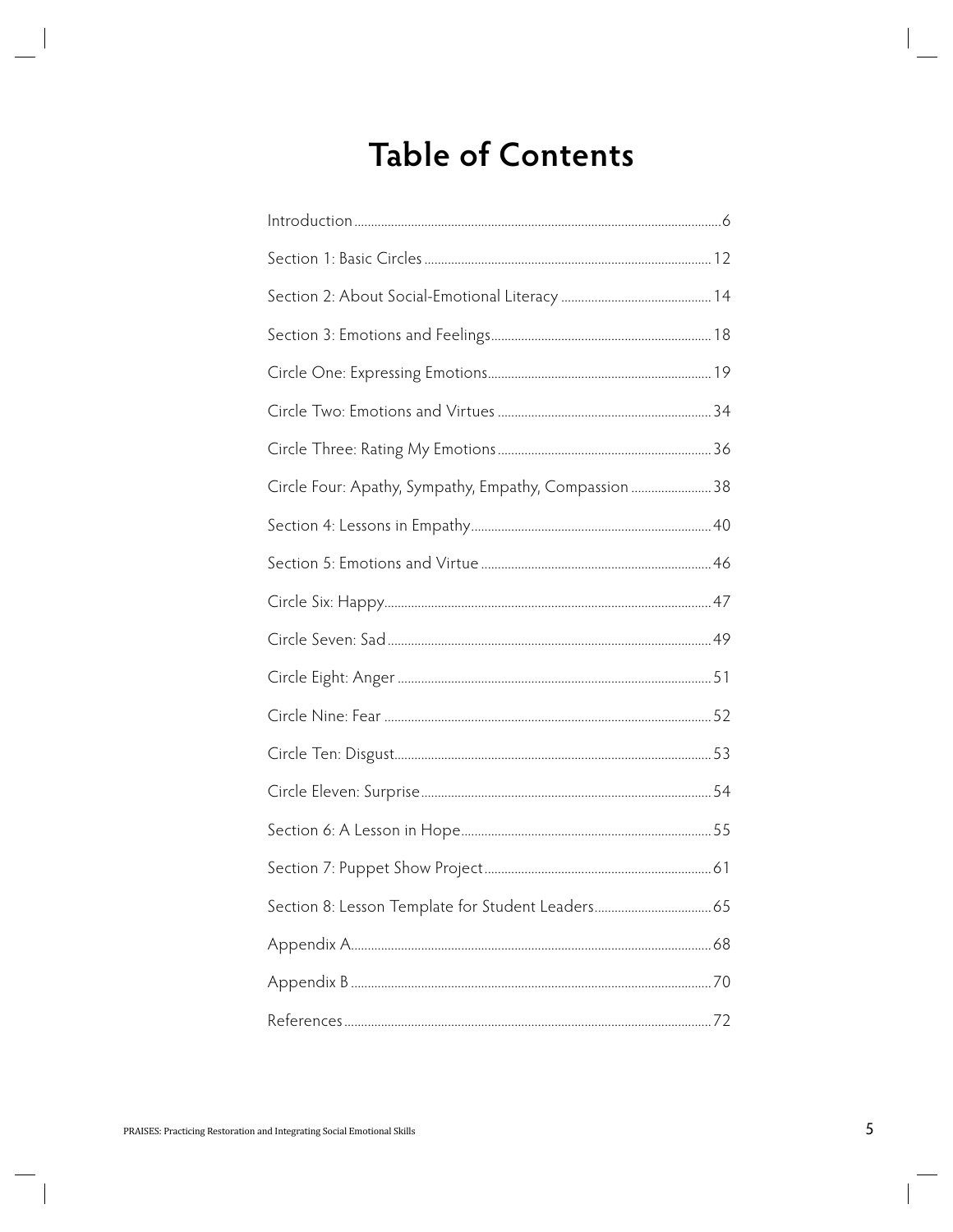# Table of Contents

Introduction ........................................................ 6

Section 1: Basic Circles ........................................................ 12

Section 2: About Social-Emotional Literacy ........................................................ 14

Section 3: Emotions and Feelings ........................................................ 18

Circle One: Expressing Emotions ........................................................ 19

Circle Two: Emotions and Virtues ........................................................ 34

Circle Three: Rating My Emotions ........................................................ 36

Circle Four: Apathy, Sympathy, Empathy, Compassion ........................................................ 38

Section 4: Lessons in Empathy ........................................................ 40

Section 5: Emotions and Virtue ........................................................ 46

Circle Six: Happy ........................................................ 47

Circle Seven: Sad ........................................................ 49

Circle Eight: Anger ........................................................ 51

Circle Nine: Fear ........................................................ 52

Circle Ten: Disgust ........................................................ 53

Circle Eleven: Surprise ........................................................ 54

Section 6: A Lesson in Hope ........................................................ 55

Section 7: Puppet Show Project ........................................................ 61

Section 8: Lesson Template for Student Leaders ........................................................ 65

Appendix A ........................................................ 68

Appendix B ........................................................ 70

References ........................................................ 72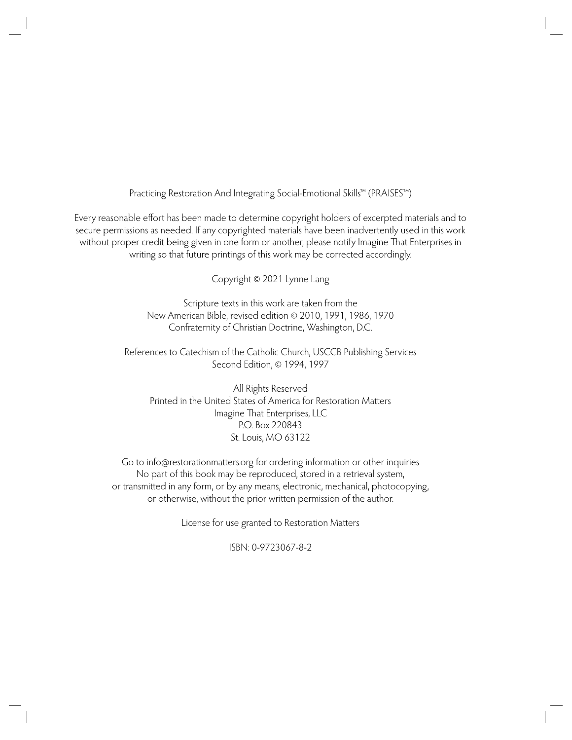Practicing Restoration And Integrating Social-Emotional Skills™ (PRAISES™)

Every reasonable effort has been made to determine copyright holders of excerpted materials and to secure permissions as needed. If any copyrighted materials have been inadvertently used in this work without proper credit being given in one form or another, please notify Imagine That Enterprises in writing so that future printings of this work may be corrected accordingly.

Copyright © 2021 Lynne Lang

Scripture texts in this work are taken from the
New American Bible, revised edition © 2010, 1991, 1986, 1970
Confraternity of Christian Doctrine, Washington, D.C.

References to Catechism of the Catholic Church, USCCB Publishing Services
Second Edition, © 1994, 1997

All Rights Reserved
Printed in the United States of America for Restoration Matters
Imagine That Enterprises, LLC
P.O. Box 220843
St. Louis, MO 63122

Go to info@restorationmatters.org for ordering information or other inquiries
No part of this book may be reproduced, stored in a retrieval system,
or transmitted in any form, or by any means, electronic, mechanical, photocopying,
or otherwise, without the prior written permission of the author.

License for use granted to Restoration Matters

ISBN: 0-9723067-8-2